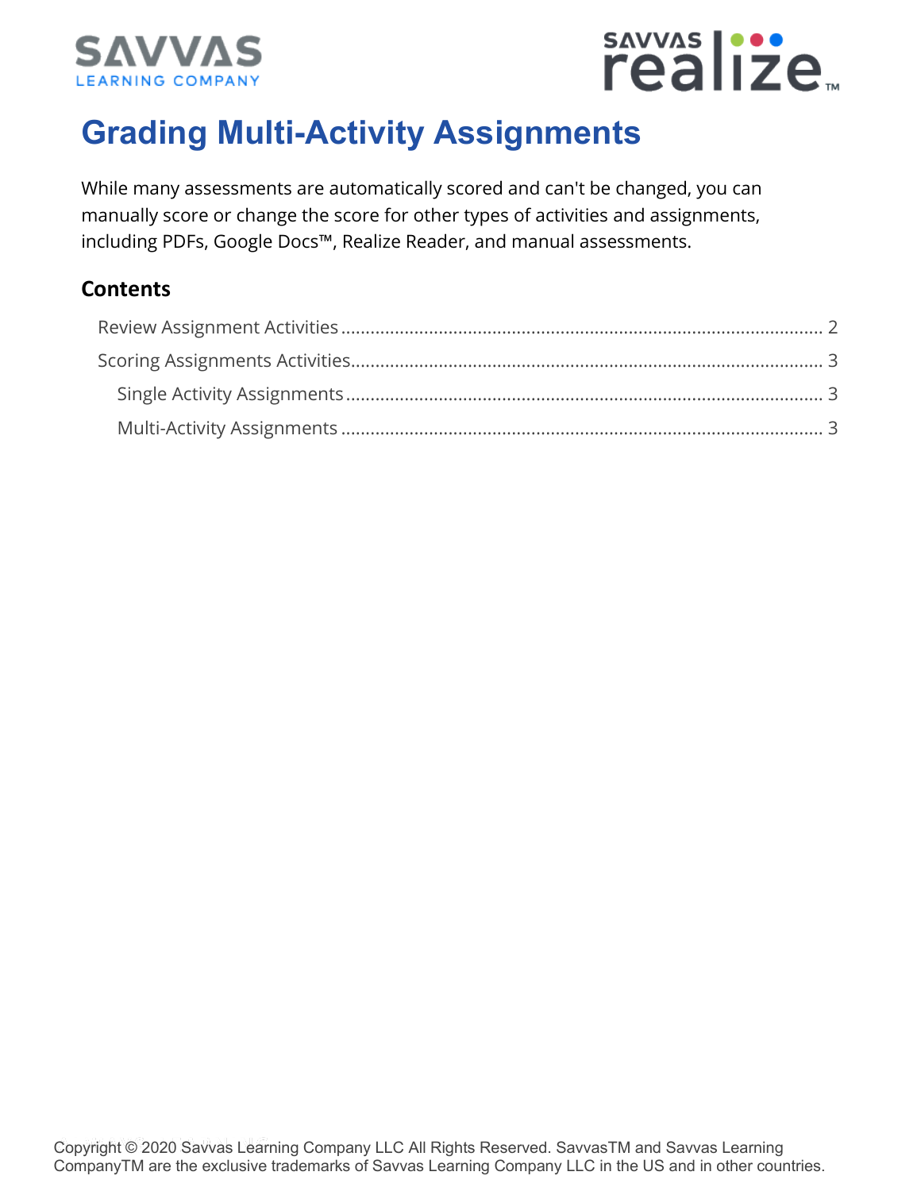# Grading Multi-Activity Assignments

While many assessments are automatically scored and can't be changed, you can manually score or change the score for other types of activities and assignments, including PDFs, Google Docs™, Realize Reader, and manual assessments.

## Contents

- Review Assignment Activities ..... 2
- Scoring Assignments Activities ..... 3
  - Single Activity Assignments ..... 3
  - Multi-Activity Assignments ..... 3

Copyright © 2020 Savvas Learning Company LLC All Rights Reserved. SavvasTM and Savvas Learning CompanyTM are the exclusive trademarks of Savvas Learning Company LLC in the US and in other countries.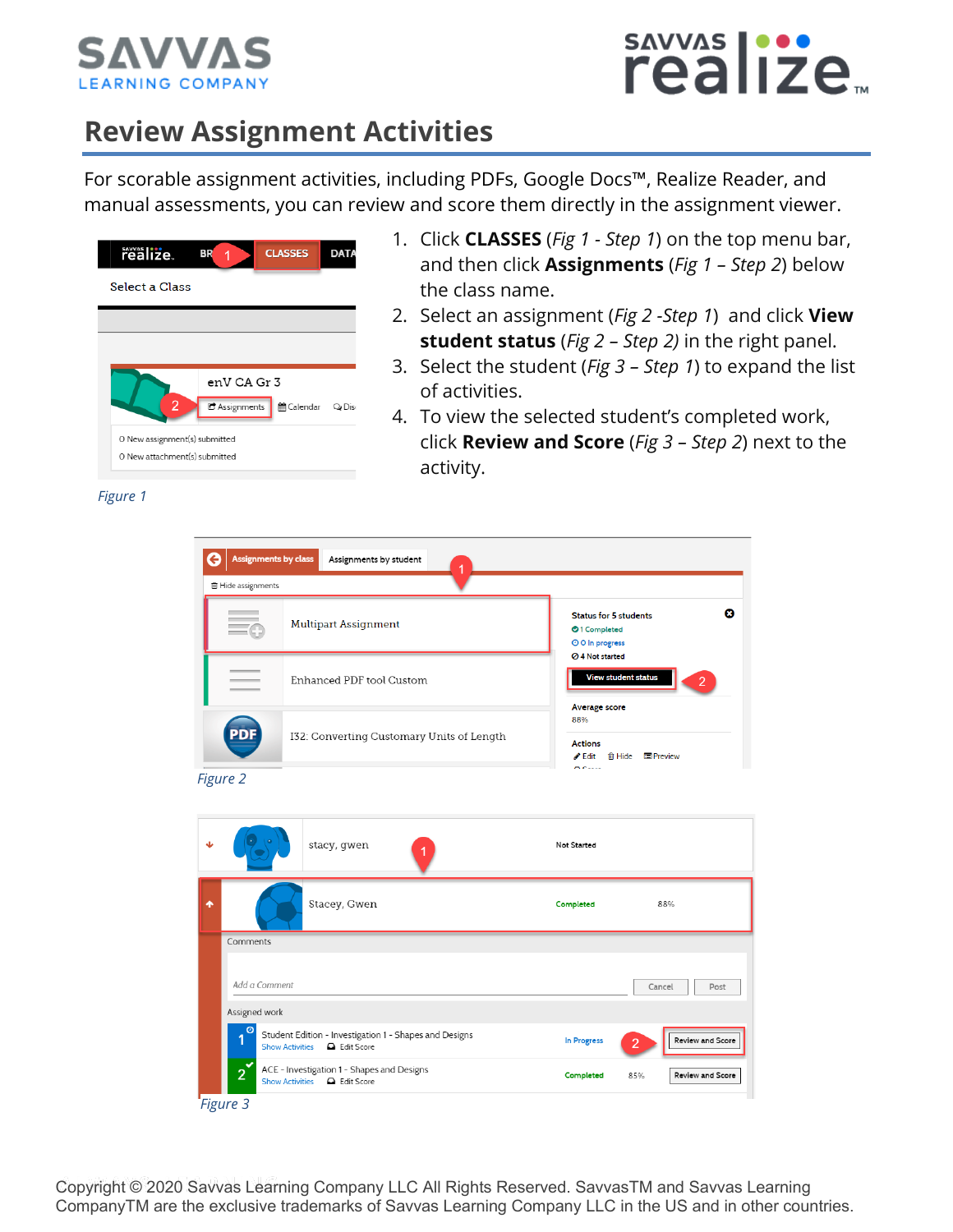# Review Assignment Activities

For scorable assignment activities, including PDFs, Google Docs™, Realize Reader, and manual assessments, you can review and score them directly in the assignment viewer.

1. Click **CLASSES** (*Fig 1 - Step 1*) on the top menu bar, and then click **Assignments** (*Fig 1 – Step 2*) below the class name.
2. Select an assignment (*Fig 2 -Step 1*) and click **View student status** (*Fig 2 – Step 2)* in the right panel.
3. Select the student (*Fig 3 – Step 1*) to expand the list of activities.
4. To view the selected student's completed work, click **Review and Score** (*Fig 3 – Step 2*) next to the activity.

*Figure 1*

*Figure 2*

*Figure 3*

Copyright © 2020 Savvas Learning Company LLC All Rights Reserved. SavvasTM and Savvas Learning CompanyTM are the exclusive trademarks of Savvas Learning Company LLC in the US and in other countries.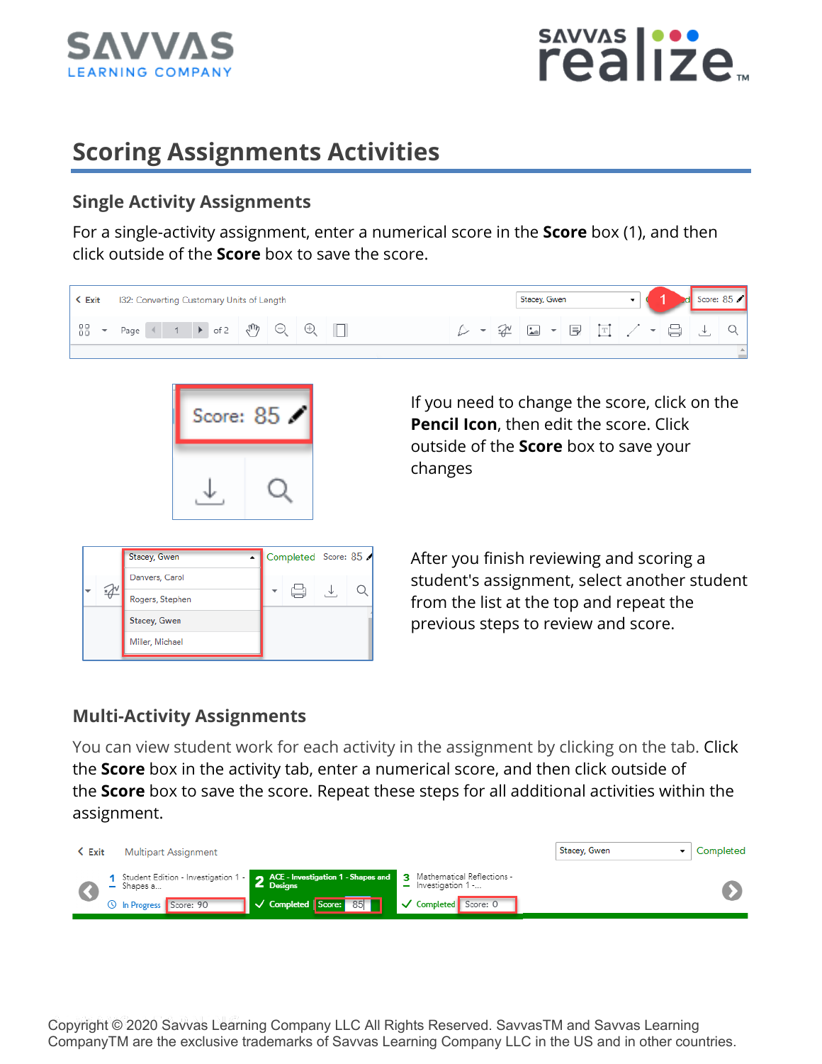# Scoring Assignments Activities

## Single Activity Assignments

For a single-activity assignment, enter a numerical score in the **Score** box (1), and then click outside of the **Score** box to save the score.

If you need to change the score, click on the **Pencil Icon**, then edit the score. Click outside of the **Score** box to save your changes

After you finish reviewing and scoring a student's assignment, select another student from the list at the top and repeat the previous steps to review and score.

## Multi-Activity Assignments

You can view student work for each activity in the assignment by clicking on the tab. Click the **Score** box in the activity tab, enter a numerical score, and then click outside of the **Score** box to save the score. Repeat these steps for all additional activities within the assignment.

Copyright © 2020 Savvas Learning Company LLC All Rights Reserved. SavvasTM and Savvas Learning CompanyTM are the exclusive trademarks of Savvas Learning Company LLC in the US and in other countries.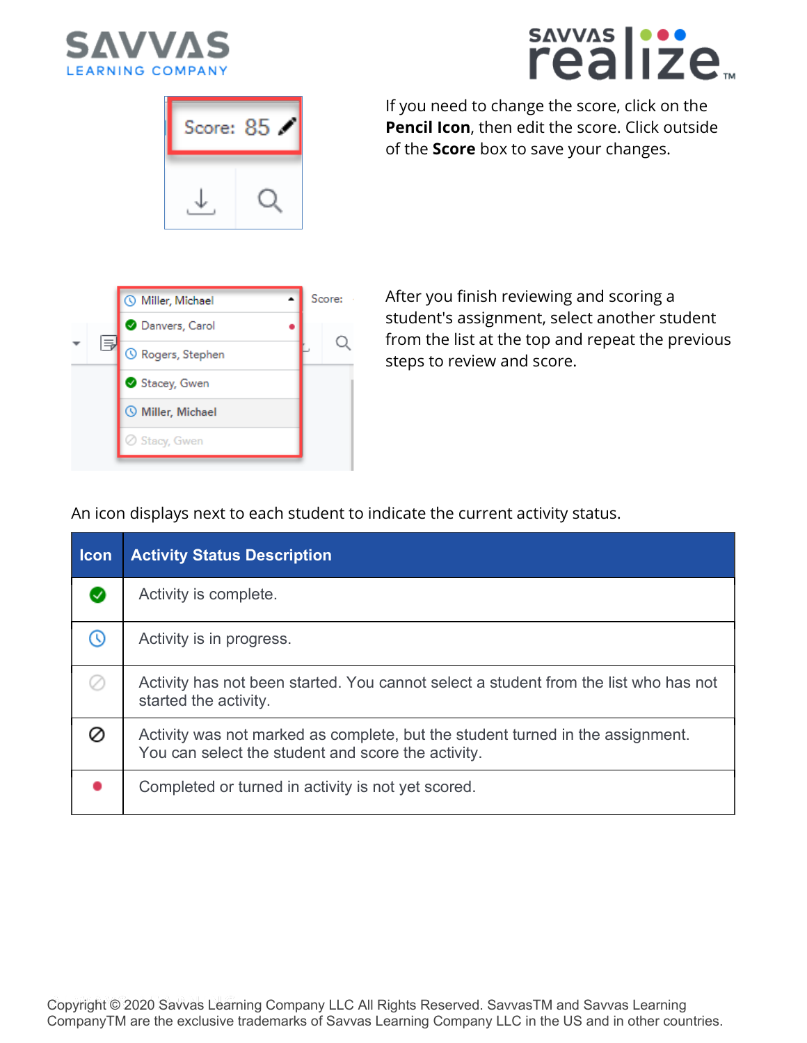If you need to change the score, click on the **Pencil Icon**, then edit the score. Click outside of the **Score** box to save your changes.

After you finish reviewing and scoring a student's assignment, select another student from the list at the top and repeat the previous steps to review and score.

An icon displays next to each student to indicate the current activity status.

| Icon | Activity Status Description |
|---|---|
| ✅ | Activity is complete. |
| 🕓 | Activity is in progress. |
| ⊘ (gray) | Activity has not been started. You cannot select a student from the list who has not started the activity. |
| ⊘ (black) | Activity was not marked as complete, but the student turned in the assignment. You can select the student and score the activity. |
| 🔴 | Completed or turned in activity is not yet scored. |

Copyright © 2020 Savvas Learning Company LLC All Rights Reserved. SavvasTM and Savvas Learning CompanyTM are the exclusive trademarks of Savvas Learning Company LLC in the US and in other countries.